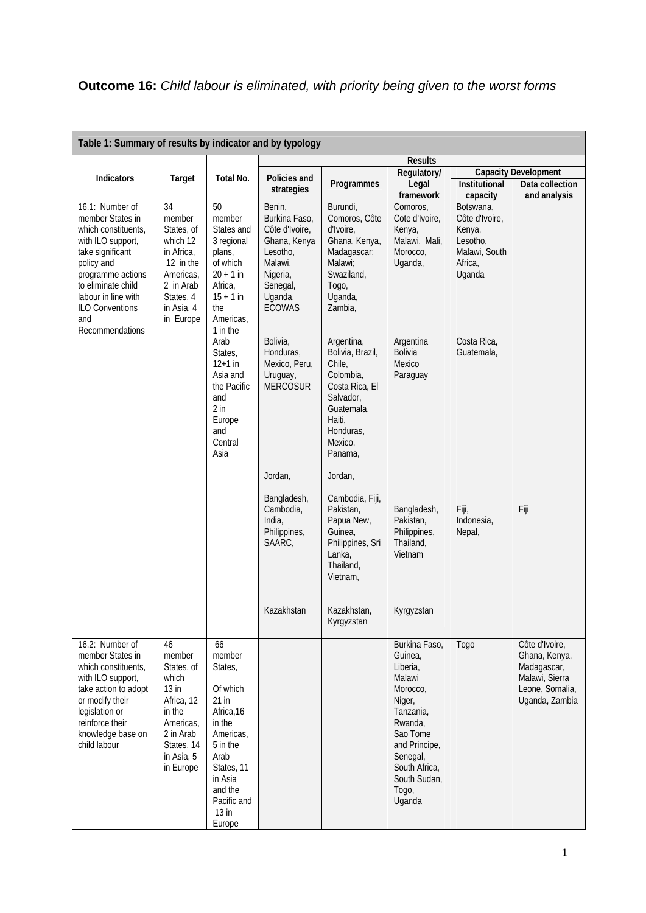**Outcome 16:** *Child labour is eliminated, with priority being given to the worst forms*

| Table 1: Summary of results by indicator and by typology | | | | | | | |
|---|---|---|---|---|---|---|---|
| | | | Results | | | | |
| Indicators | Target | Total No. | Policies and strategies | Programmes | Regulatory/ Legal framework | Capacity Development | |
| | | | | | | Institutional capacity | Data collection and analysis |
| 16.1: Number of member States in which constituents, with ILO support, take significant policy and programme actions to eliminate child labour in line with ILO Conventions and Recommendations | 34 member States, of which 12 in Africa, 12 in the Americas, 2 in Arab States, 4 in Asia, 4 in Europe | 50 member States and 3 regional plans, of which 20 + 1 in Africa, 15 + 1 in the Americas, 1 in the Arab States, 12+1 in Asia and the Pacific and 2 in Europe and Central Asia | Benin, Burkina Faso, Côte d'Ivoire, Ghana, Kenya Lesotho, Malawi, Nigeria, Senegal, Uganda, ECOWAS | Burundi, Comoros, Côte d'Ivoire, Ghana, Kenya, Madagascar; Malawi; Swaziland, Togo, Uganda, Zambia, | Comoros, Cote d'Ivoire, Kenya, Malawi, Mali, Morocco, Uganda, | Botswana, Côte d'Ivoire, Kenya, Lesotho, Malawi, South Africa, Uganda | |
| | | | Bolivia, Honduras, Mexico, Peru, Uruguay, MERCOSUR | Argentina, Bolivia, Brazil, Chile, Colombia, Costa Rica, El Salvador, Guatemala, Haiti, Honduras, Mexico, Panama, | Argentina Bolivia Mexico Paraguay | Costa Rica, Guatemala, | |
| | | | Jordan, | Jordan, | | | |
| | | | Bangladesh, Cambodia, India, Philippines, SAARC, | Cambodia, Fiji, Pakistan, Papua New, Guinea, Philippines, Sri Lanka, Thailand, Vietnam, | Bangladesh, Pakistan, Philippines, Thailand, Vietnam | Fiji, Indonesia, Nepal, | Fiji |
| | | | Kazakhstan | Kazakhstan, Kyrgyzstan | Kyrgyzstan | | |
| 16.2: Number of member States in which constituents, with ILO support, take action to adopt or modify their legislation or reinforce their knowledge base on child labour | 46 member States, of which 13 in Africa, 12 in the Americas, 2 in Arab States, 14 in Asia, 5 in Europe | 66 member States, Of which 21 in Africa,16 in the Americas, 5 in the Arab States, 11 in Asia and the Pacific and 13 in Europe | | | Burkina Faso, Guinea, Liberia, Malawi Morocco, Niger, Tanzania, Rwanda, Sao Tome and Principe, Senegal, South Africa, South Sudan, Togo, Uganda | Togo | Côte d'Ivoire, Ghana, Kenya, Madagascar, Malawi, Sierra Leone, Somalia, Uganda, Zambia |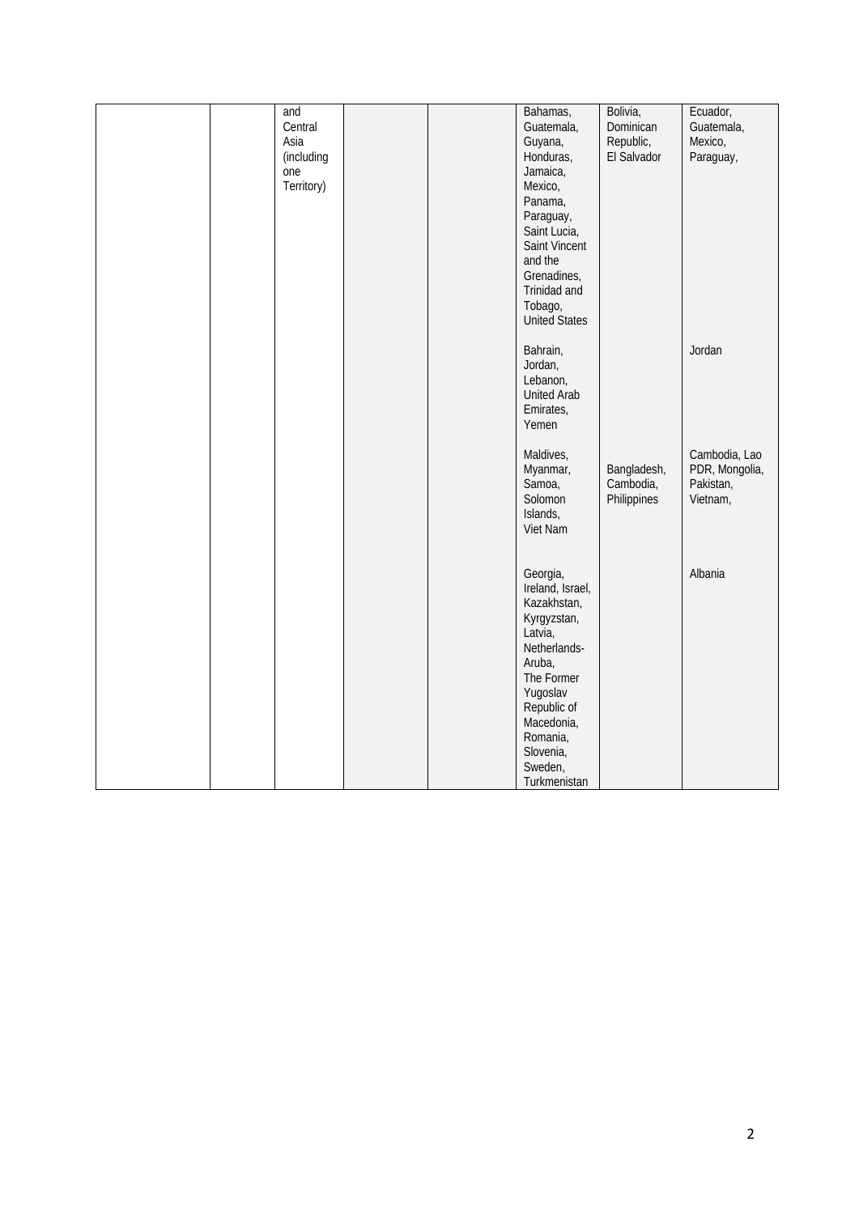|  |  |  |  |  |  |  |  |
|---|---|---|---|---|---|---|---|
|  |  | and Central Asia (including one Territory) |  |  | Bahamas, Guatemala, Guyana, Honduras, Jamaica, Mexico, Panama, Paraguay, Saint Lucia, Saint Vincent and the Grenadines, Trinidad and Tobago, United States | Bolivia, Dominican Republic, El Salvador | Ecuador, Guatemala, Mexico, Paraguay, |
|  |  |  |  |  | Bahrain, Jordan, Lebanon, United Arab Emirates, Yemen |  | Jordan |
|  |  |  |  |  | Maldives, Myanmar, Samoa, Solomon Islands, Viet Nam | Bangladesh, Cambodia, Philippines | Cambodia, Lao PDR, Mongolia, Pakistan, Vietnam, |
|  |  |  |  |  | Georgia, Ireland, Israel, Kazakhstan, Kyrgyzstan, Latvia, Netherlands-Aruba, The Former Yugoslav Republic of Macedonia, Romania, Slovenia, Sweden, Turkmenistan |  | Albania |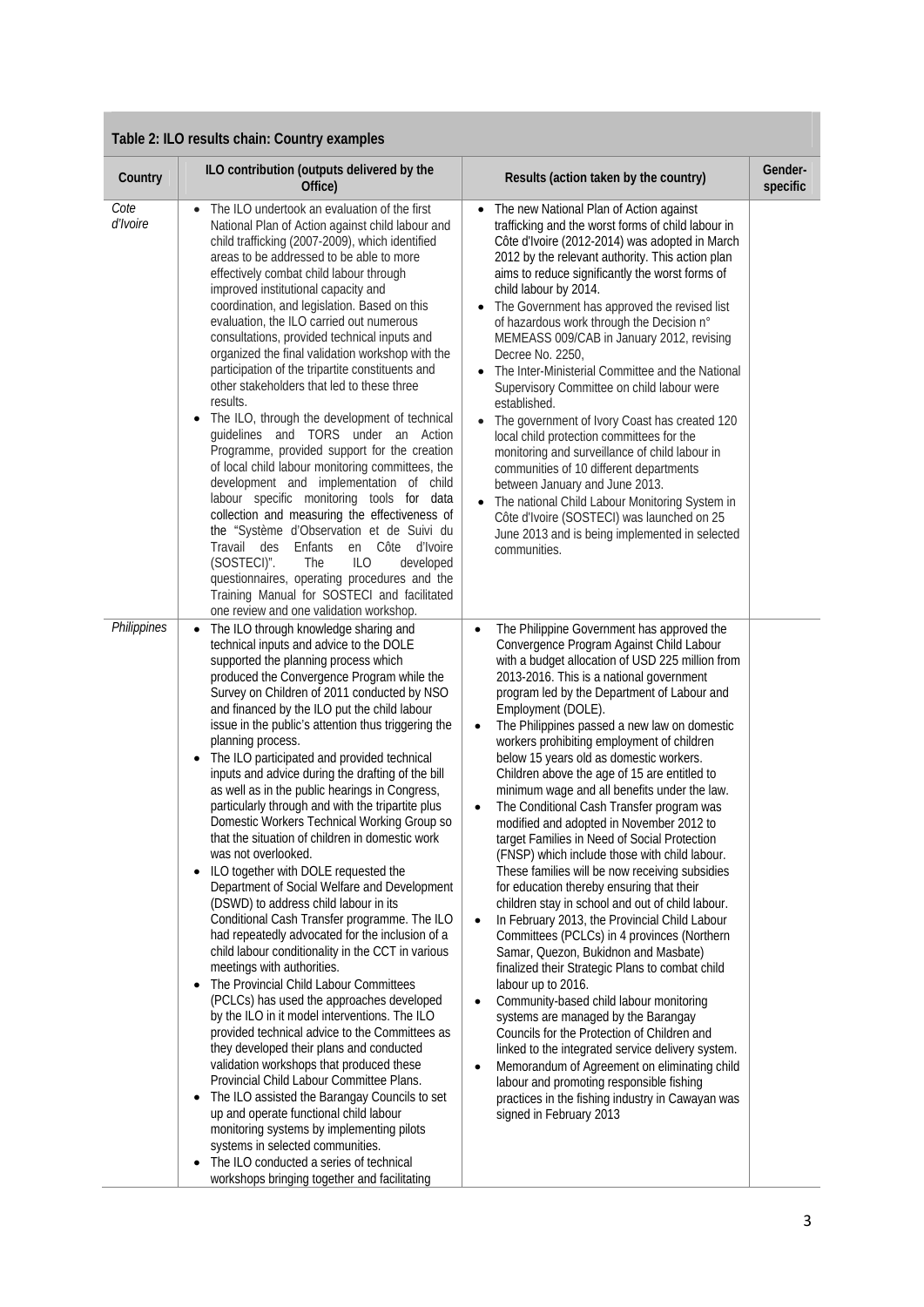**Table 2: ILO results chain: Country examples**

| Country | ILO contribution (outputs delivered by the Office) | Results (action taken by the country) | Gender-specific |
|---|---|---|---|
| *Cote d'Ivoire* | • The ILO undertook an evaluation of the first National Plan of Action against child labour and child trafficking (2007-2009), which identified areas to be addressed to be able to more effectively combat child labour through improved institutional capacity and coordination, and legislation. Based on this evaluation, the ILO carried out numerous consultations, provided technical inputs and organized the final validation workshop with the participation of the tripartite constituents and other stakeholders that led to these three results.<br>• The ILO, through the development of technical guidelines and TORS under an Action Programme, provided support for the creation of local child labour monitoring committees, the development and implementation of child labour specific monitoring tools for data collection and measuring the effectiveness of the "Système d'Observation et de Suivi du Travail des Enfants en Côte d'Ivoire (SOSTECI)". The ILO developed questionnaires, operating procedures and the Training Manual for SOSTECI and facilitated one review and one validation workshop. | • The new National Plan of Action against trafficking and the worst forms of child labour in Côte d'Ivoire (2012-2014) was adopted in March 2012 by the relevant authority. This action plan aims to reduce significantly the worst forms of child labour by 2014.<br>• The Government has approved the revised list of hazardous work through the Decision n° MEMEASS 009/CAB in January 2012, revising Decree No. 2250,<br>• The Inter-Ministerial Committee and the National Supervisory Committee on child labour were established.<br>• The government of Ivory Coast has created 120 local child protection committees for the monitoring and surveillance of child labour in communities of 10 different departments between January and June 2013.<br>• The national Child Labour Monitoring System in Côte d'Ivoire (SOSTECI) was launched on 25 June 2013 and is being implemented in selected communities. | |
| *Philippines* | • The ILO through knowledge sharing and technical inputs and advice to the DOLE supported the planning process which produced the Convergence Program while the Survey on Children of 2011 conducted by NSO and financed by the ILO put the child labour issue in the public's attention thus triggering the planning process.<br>• The ILO participated and provided technical inputs and advice during the drafting of the bill as well as in the public hearings in Congress, particularly through and with the tripartite plus Domestic Workers Technical Working Group so that the situation of children in domestic work was not overlooked.<br>• ILO together with DOLE requested the Department of Social Welfare and Development (DSWD) to address child labour in its Conditional Cash Transfer programme. The ILO had repeatedly advocated for the inclusion of a child labour conditionality in the CCT in various meetings with authorities.<br>• The Provincial Child Labour Committees (PCLCs) has used the approaches developed by the ILO in it model interventions. The ILO provided technical advice to the Committees as they developed their plans and conducted validation workshops that produced these Provincial Child Labour Committee Plans.<br>• The ILO assisted the Barangay Councils to set up and operate functional child labour monitoring systems by implementing pilots systems in selected communities.<br>• The ILO conducted a series of technical workshops bringing together and facilitating | • The Philippine Government has approved the Convergence Program Against Child Labour with a budget allocation of USD 225 million from 2013-2016. This is a national government program led by the Department of Labour and Employment (DOLE).<br>• The Philippines passed a new law on domestic workers prohibiting employment of children below 15 years old as domestic workers. Children above the age of 15 are entitled to minimum wage and all benefits under the law.<br>• The Conditional Cash Transfer program was modified and adopted in November 2012 to target Families in Need of Social Protection (FNSP) which include those with child labour. These families will be now receiving subsidies for education thereby ensuring that their children stay in school and out of child labour.<br>• In February 2013, the Provincial Child Labour Committees (PCLCs) in 4 provinces (Northern Samar, Quezon, Bukidnon and Masbate) finalized their Strategic Plans to combat child labour up to 2016.<br>• Community-based child labour monitoring systems are managed by the Barangay Councils for the Protection of Children and linked to the integrated service delivery system.<br>• Memorandum of Agreement on eliminating child labour and promoting responsible fishing practices in the fishing industry in Cawayan was signed in February 2013 | |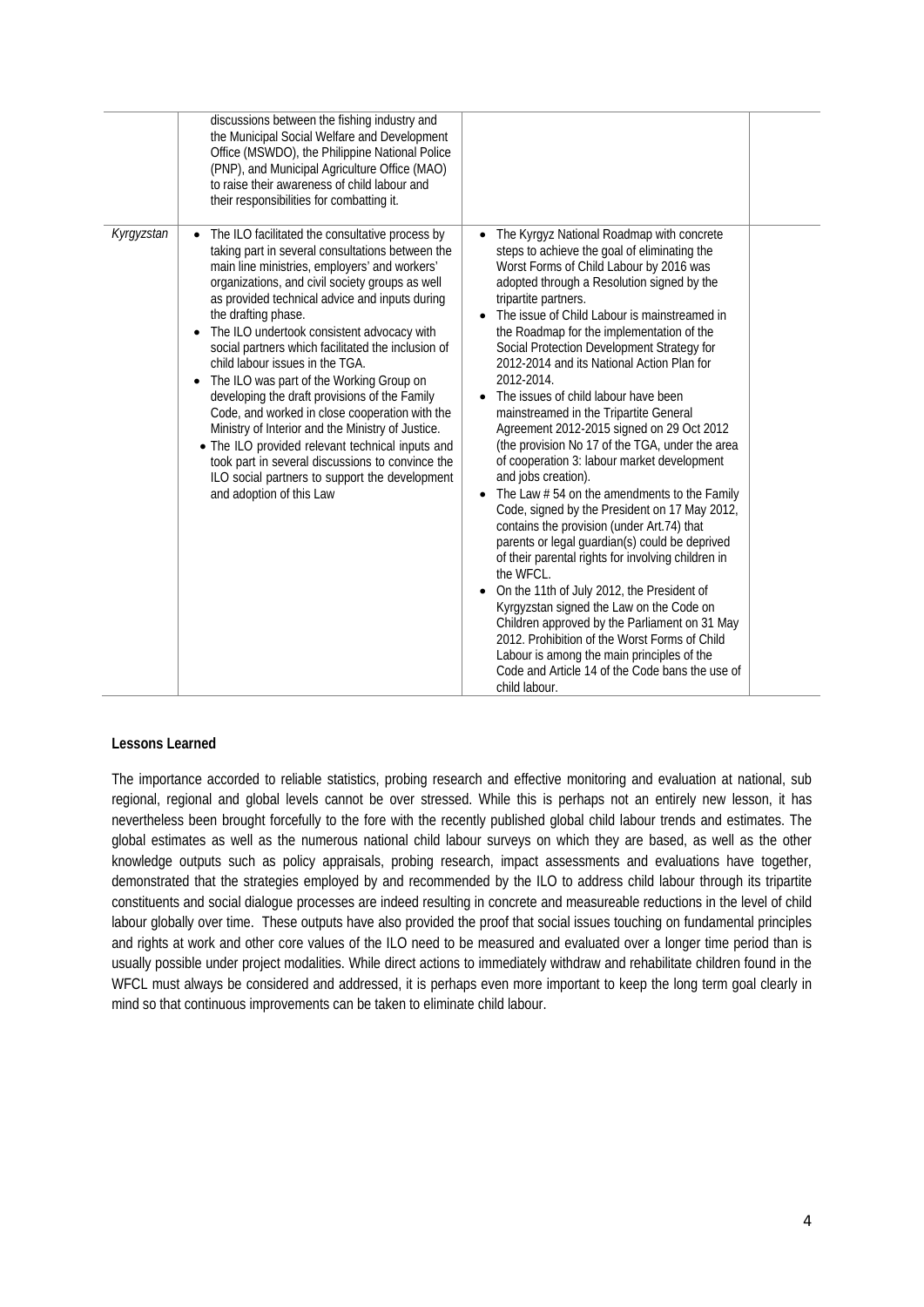| | | | |
|---|---|---|---|
| | discussions between the fishing industry and the Municipal Social Welfare and Development Office (MSWDO), the Philippine National Police (PNP), and Municipal Agriculture Office (MAO) to raise their awareness of child labour and their responsibilities for combatting it. | | |
| *Kyrgyzstan* | • The ILO facilitated the consultative process by taking part in several consultations between the main line ministries, employers' and workers' organizations, and civil society groups as well as provided technical advice and inputs during the drafting phase.<br>• The ILO undertook consistent advocacy with social partners which facilitated the inclusion of child labour issues in the TGA.<br>• The ILO was part of the Working Group on developing the draft provisions of the Family Code, and worked in close cooperation with the Ministry of Interior and the Ministry of Justice.<br>• The ILO provided relevant technical inputs and took part in several discussions to convince the ILO social partners to support the development and adoption of this Law | • The Kyrgyz National Roadmap with concrete steps to achieve the goal of eliminating the Worst Forms of Child Labour by 2016 was adopted through a Resolution signed by the tripartite partners.<br>• The issue of Child Labour is mainstreamed in the Roadmap for the implementation of the Social Protection Development Strategy for 2012-2014 and its National Action Plan for 2012-2014.<br>• The issues of child labour have been mainstreamed in the Tripartite General Agreement 2012-2015 signed on 29 Oct 2012 (the provision No 17 of the TGA, under the area of cooperation 3: labour market development and jobs creation).<br>• The Law # 54 on the amendments to the Family Code, signed by the President on 17 May 2012, contains the provision (under Art.74) that parents or legal guardian(s) could be deprived of their parental rights for involving children in the WFCL.<br>• On the 11th of July 2012, the President of Kyrgyzstan signed the Law on the Code on Children approved by the Parliament on 31 May 2012. Prohibition of the Worst Forms of Child Labour is among the main principles of the Code and Article 14 of the Code bans the use of child labour. | |

**Lessons Learned**

The importance accorded to reliable statistics, probing research and effective monitoring and evaluation at national, sub regional, regional and global levels cannot be over stressed. While this is perhaps not an entirely new lesson, it has nevertheless been brought forcefully to the fore with the recently published global child labour trends and estimates. The global estimates as well as the numerous national child labour surveys on which they are based, as well as the other knowledge outputs such as policy appraisals, probing research, impact assessments and evaluations have together, demonstrated that the strategies employed by and recommended by the ILO to address child labour through its tripartite constituents and social dialogue processes are indeed resulting in concrete and measureable reductions in the level of child labour globally over time. These outputs have also provided the proof that social issues touching on fundamental principles and rights at work and other core values of the ILO need to be measured and evaluated over a longer time period than is usually possible under project modalities. While direct actions to immediately withdraw and rehabilitate children found in the WFCL must always be considered and addressed, it is perhaps even more important to keep the long term goal clearly in mind so that continuous improvements can be taken to eliminate child labour.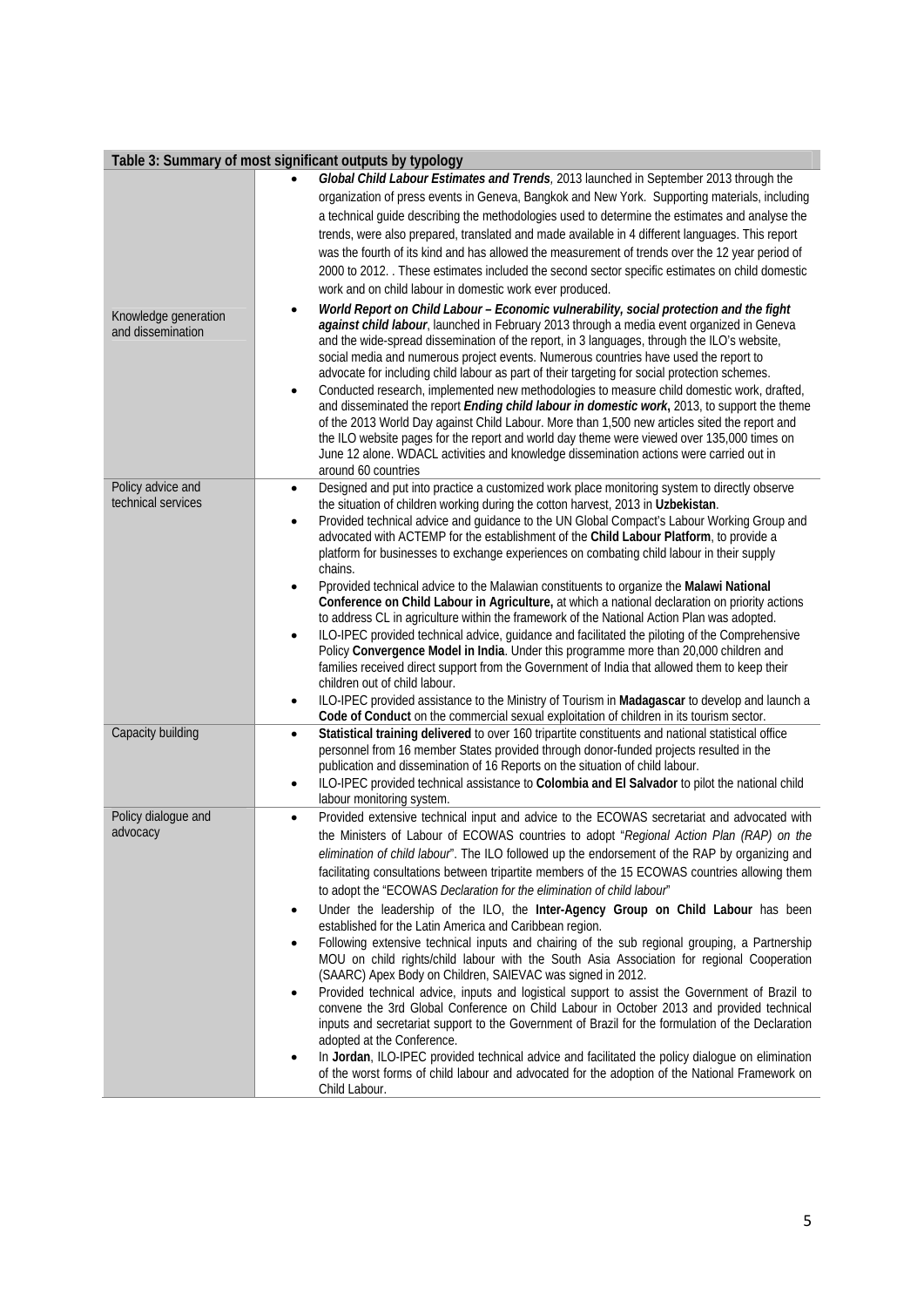| Table 3: Summary of most significant outputs by typology | |
|---|---|
| Knowledge generation and dissemination | • ***Global Child Labour Estimates and Trends***, 2013 launched in September 2013 through the organization of press events in Geneva, Bangkok and New York. Supporting materials, including a technical guide describing the methodologies used to determine the estimates and analyse the trends, were also prepared, translated and made available in 4 different languages. This report was the fourth of its kind and has allowed the measurement of trends over the 12 year period of 2000 to 2012. . These estimates included the second sector specific estimates on child domestic work and on child labour in domestic work ever produced.<br>• ***World Report on Child Labour – Economic vulnerability, social protection and the fight against child labour***, launched in February 2013 through a media event organized in Geneva and the wide-spread dissemination of the report, in 3 languages, through the ILO's website, social media and numerous project events. Numerous countries have used the report to advocate for including child labour as part of their targeting for social protection schemes.<br>• Conducted research, implemented new methodologies to measure child domestic work, drafted, and disseminated the report ***Ending child labour in domestic work*****,** 2013, to support the theme of the 2013 World Day against Child Labour. More than 1,500 new articles sited the report and the ILO website pages for the report and world day theme were viewed over 135,000 times on June 12 alone. WDACL activities and knowledge dissemination actions were carried out in around 60 countries |
| Policy advice and technical services | • Designed and put into practice a customized work place monitoring system to directly observe the situation of children working during the cotton harvest, 2013 in **Uzbekistan**.<br>• Provided technical advice and guidance to the UN Global Compact's Labour Working Group and advocated with ACTEMP for the establishment of the **Child Labour Platform**, to provide a platform for businesses to exchange experiences on combating child labour in their supply chains.<br>• Pprovided technical advice to the Malawian constituents to organize the **Malawi National Conference on Child Labour in Agriculture,** at which a national declaration on priority actions to address CL in agriculture within the framework of the National Action Plan was adopted.<br>• ILO-IPEC provided technical advice, guidance and facilitated the piloting of the Comprehensive Policy **Convergence Model in India**. Under this programme more than 20,000 children and families received direct support from the Government of India that allowed them to keep their children out of child labour.<br>• ILO-IPEC provided assistance to the Ministry of Tourism in **Madagascar** to develop and launch a **Code of Conduct** on the commercial sexual exploitation of children in its tourism sector. |
| Capacity building | • **Statistical training delivered** to over 160 tripartite constituents and national statistical office personnel from 16 member States provided through donor-funded projects resulted in the publication and dissemination of 16 Reports on the situation of child labour.<br>• ILO-IPEC provided technical assistance to **Colombia and El Salvador** to pilot the national child labour monitoring system. |
| Policy dialogue and advocacy | • Provided extensive technical input and advice to the ECOWAS secretariat and advocated with the Ministers of Labour of ECOWAS countries to adopt "*Regional Action Plan (RAP) on the elimination of child labour*". The ILO followed up the endorsement of the RAP by organizing and facilitating consultations between tripartite members of the 15 ECOWAS countries allowing them to adopt the "ECOWAS *Declaration for the elimination of child labour*"<br>• Under the leadership of the ILO, the **Inter-Agency Group on Child Labour** has been established for the Latin America and Caribbean region.<br>• Following extensive technical inputs and chairing of the sub regional grouping, a Partnership MOU on child rights/child labour with the South Asia Association for regional Cooperation (SAARC) Apex Body on Children, SAIEVAC was signed in 2012.<br>• Provided technical advice, inputs and logistical support to assist the Government of Brazil to convene the 3rd Global Conference on Child Labour in October 2013 and provided technical inputs and secretariat support to the Government of Brazil for the formulation of the Declaration adopted at the Conference.<br>• In **Jordan**, ILO-IPEC provided technical advice and facilitated the policy dialogue on elimination of the worst forms of child labour and advocated for the adoption of the National Framework on Child Labour. |